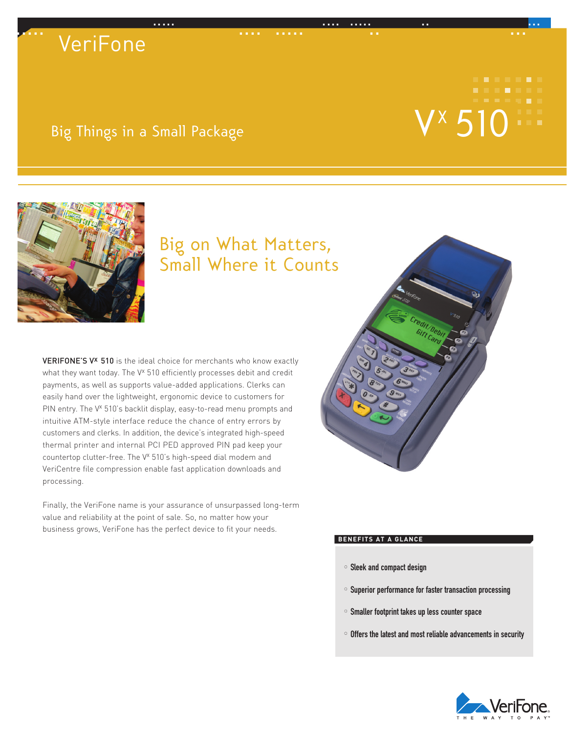VeriFone

# Vx 510

## Big Things in a Small Package

## Big on What Matters, Small Where it Counts

**VERIFONE'S Vx 510** is the ideal choice for merchants who know exactly what they want today. The Vx 510 efficiently processes debit and credit payments, as well as supports value-added applications. Clerks can easily hand over the lightweight, ergonomic device to customers for PIN entry. The Vx 510's backlit display, easy-to-read menu prompts and intuitive ATM-style interface reduce the chance of entry errors by customers and clerks. In addition, the device's integrated high-speed thermal printer and internal PCI PED approved PIN pad keep your countertop clutter-free. The Vx 510's high-speed dial modem and VeriCentre file compression enable fast application downloads and processing.

Finally, the VeriFone name is your assurance of unsurpassed long-term value and reliability at the point of sale. So, no matter how your business grows, VeriFone has the perfect device to fit your needs.

### BENEFITS AT A GLANCE

- Sleek and compact design
- Superior performance for faster transaction processing
- Smaller footprint takes up less counter space
- Offers the latest and most reliable advancements in security

VeriFone. THE WAY TO PAY™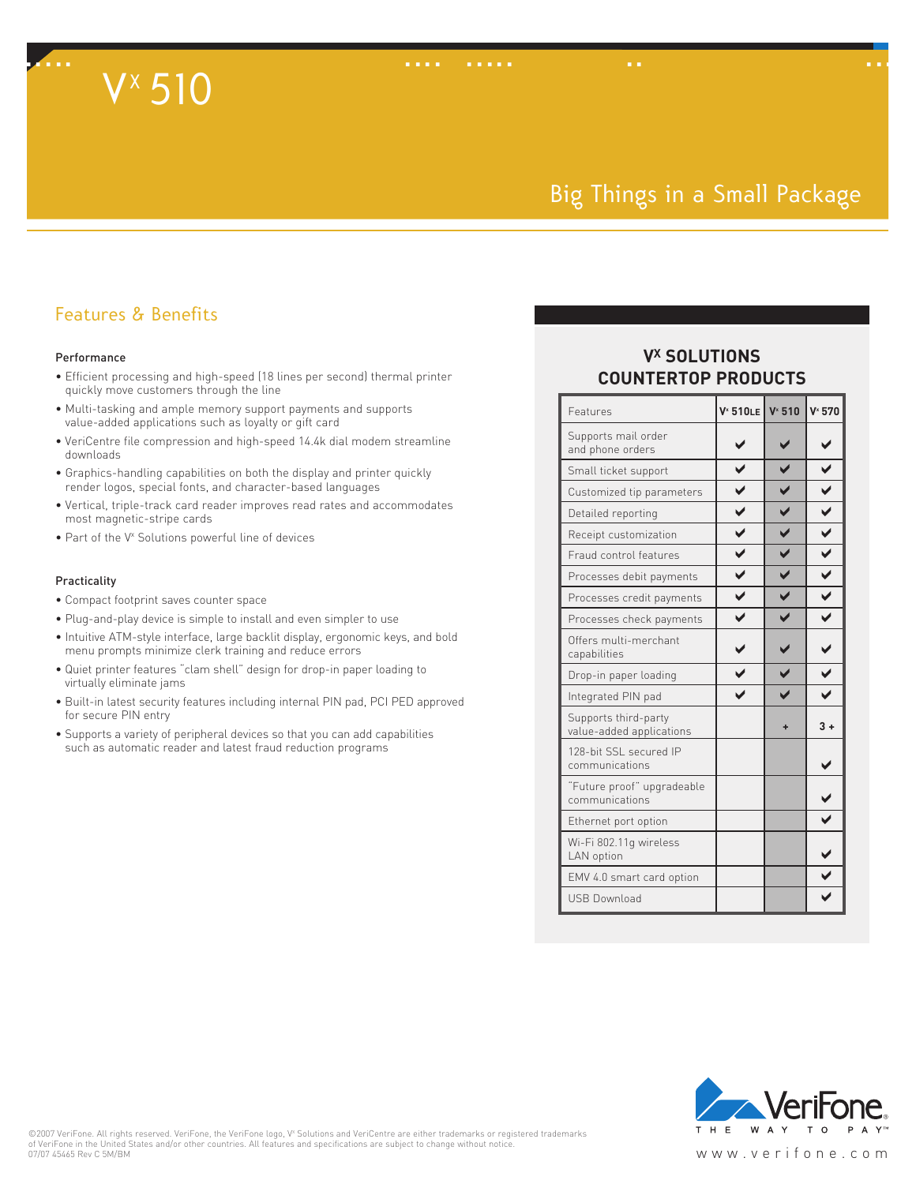# V[x] 510

## Big Things in a Small Package

## Features & Benefits

### Performance

- Efficient processing and high-speed (18 lines per second) thermal printer quickly move customers through the line
- Multi-tasking and ample memory support payments and supports value-added applications such as loyalty or gift card
- VeriCentre file compression and high-speed 14.4k dial modem streamline downloads
- Graphics-handling capabilities on both the display and printer quickly render logos, special fonts, and character-based languages
- Vertical, triple-track card reader improves read rates and accommodates most magnetic-stripe cards
- Part of the V[x] Solutions powerful line of devices

### Practicality

- Compact footprint saves counter space
- Plug-and-play device is simple to install and even simpler to use
- Intuitive ATM-style interface, large backlit display, ergonomic keys, and bold menu prompts minimize clerk training and reduce errors
- Quiet printer features "clam shell" design for drop-in paper loading to virtually eliminate jams
- Built-in latest security features including internal PIN pad, PCI PED approved for secure PIN entry
- Supports a variety of peripheral devices so that you can add capabilities such as automatic reader and latest fraud reduction programs

### V[X] SOLUTIONS COUNTERTOP PRODUCTS

| Features | V[x] 510LE | V[x] 510 | V[x] 570 |
|---|---|---|---|
| Supports mail order and phone orders | ✔ | ✔ | ✔ |
| Small ticket support | ✔ | ✔ | ✔ |
| Customized tip parameters | ✔ | ✔ | ✔ |
| Detailed reporting | ✔ | ✔ | ✔ |
| Receipt customization | ✔ | ✔ | ✔ |
| Fraud control features | ✔ | ✔ | ✔ |
| Processes debit payments | ✔ | ✔ | ✔ |
| Processes credit payments | ✔ | ✔ | ✔ |
| Processes check payments | ✔ | ✔ | ✔ |
| Offers multi-merchant capabilities | ✔ | ✔ | ✔ |
| Drop-in paper loading | ✔ | ✔ | ✔ |
| Integrated PIN pad | ✔ | ✔ | ✔ |
| Supports third-party value-added applications | | + | 3 + |
| 128-bit SSL secured IP communications | | | ✔ |
| "Future proof" upgradeable communications | | | ✔ |
| Ethernet port option | | | ✔ |
| Wi-Fi 802.11g wireless LAN option | | | ✔ |
| EMV 4.0 smart card option | | | ✔ |
| USB Download | | | ✔ |

VeriFone
THE WAY TO PAY™
www.verifone.com

©2007 VeriFone. All rights reserved. VeriFone, the VeriFone logo, V[x] Solutions and VeriCentre are either trademarks or registered trademarks of VeriFone in the United States and/or other countries. All features and specifications are subject to change without notice.
07/07 45465 Rev C 5M/BM